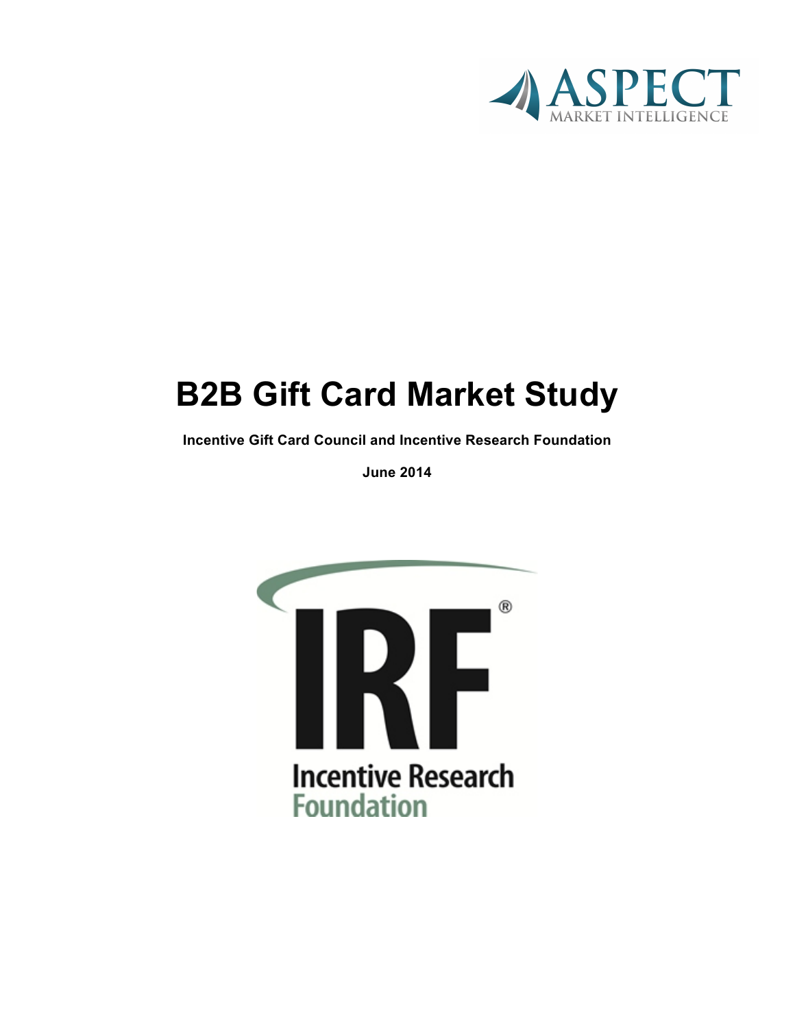ASPECT
MARKET INTELLIGENCE

# B2B Gift Card Market Study

**Incentive Gift Card Council and Incentive Research Foundation**

**June 2014**

IRF®
Incentive Research Foundation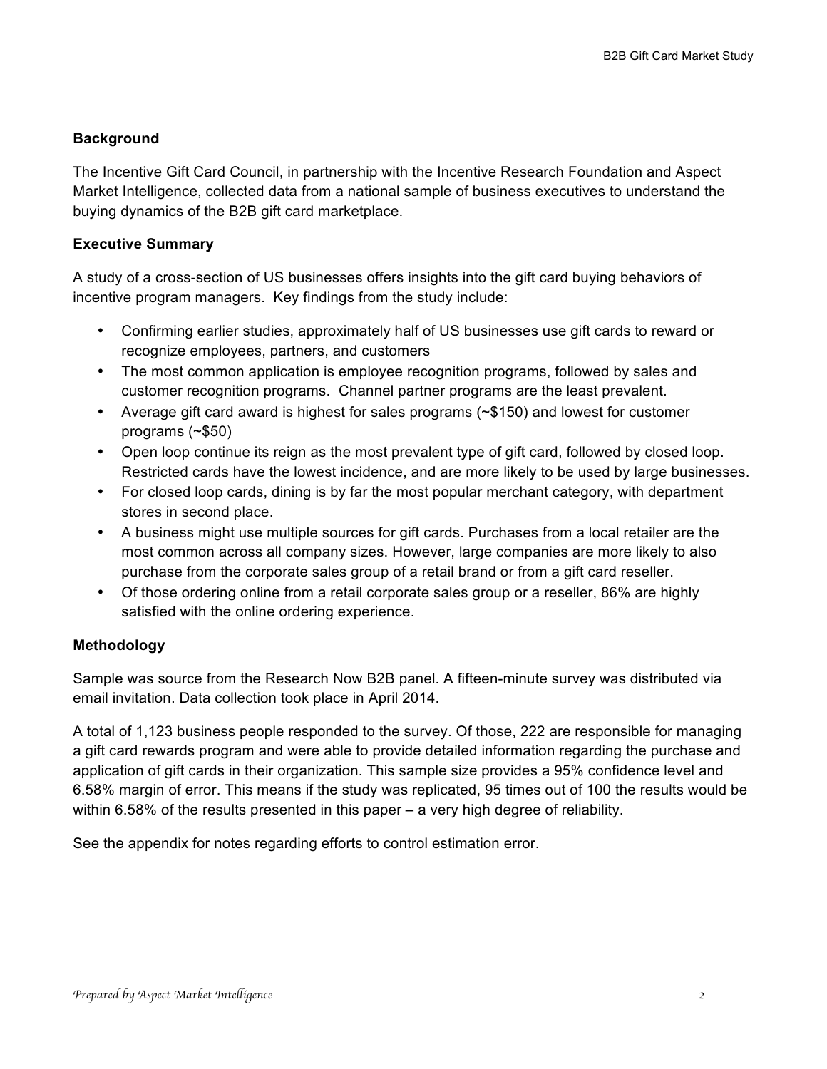## Background

The Incentive Gift Card Council, in partnership with the Incentive Research Foundation and Aspect Market Intelligence, collected data from a national sample of business executives to understand the buying dynamics of the B2B gift card marketplace.

## Executive Summary

A study of a cross-section of US businesses offers insights into the gift card buying behaviors of incentive program managers. Key findings from the study include:

- Confirming earlier studies, approximately half of US businesses use gift cards to reward or recognize employees, partners, and customers
- The most common application is employee recognition programs, followed by sales and customer recognition programs. Channel partner programs are the least prevalent.
- Average gift card award is highest for sales programs (~$150) and lowest for customer programs (~$50)
- Open loop continue its reign as the most prevalent type of gift card, followed by closed loop. Restricted cards have the lowest incidence, and are more likely to be used by large businesses.
- For closed loop cards, dining is by far the most popular merchant category, with department stores in second place.
- A business might use multiple sources for gift cards. Purchases from a local retailer are the most common across all company sizes. However, large companies are more likely to also purchase from the corporate sales group of a retail brand or from a gift card reseller.
- Of those ordering online from a retail corporate sales group or a reseller, 86% are highly satisfied with the online ordering experience.

## Methodology

Sample was source from the Research Now B2B panel. A fifteen-minute survey was distributed via email invitation. Data collection took place in April 2014.

A total of 1,123 business people responded to the survey. Of those, 222 are responsible for managing a gift card rewards program and were able to provide detailed information regarding the purchase and application of gift cards in their organization. This sample size provides a 95% confidence level and 6.58% margin of error. This means if the study was replicated, 95 times out of 100 the results would be within 6.58% of the results presented in this paper – a very high degree of reliability.

See the appendix for notes regarding efforts to control estimation error.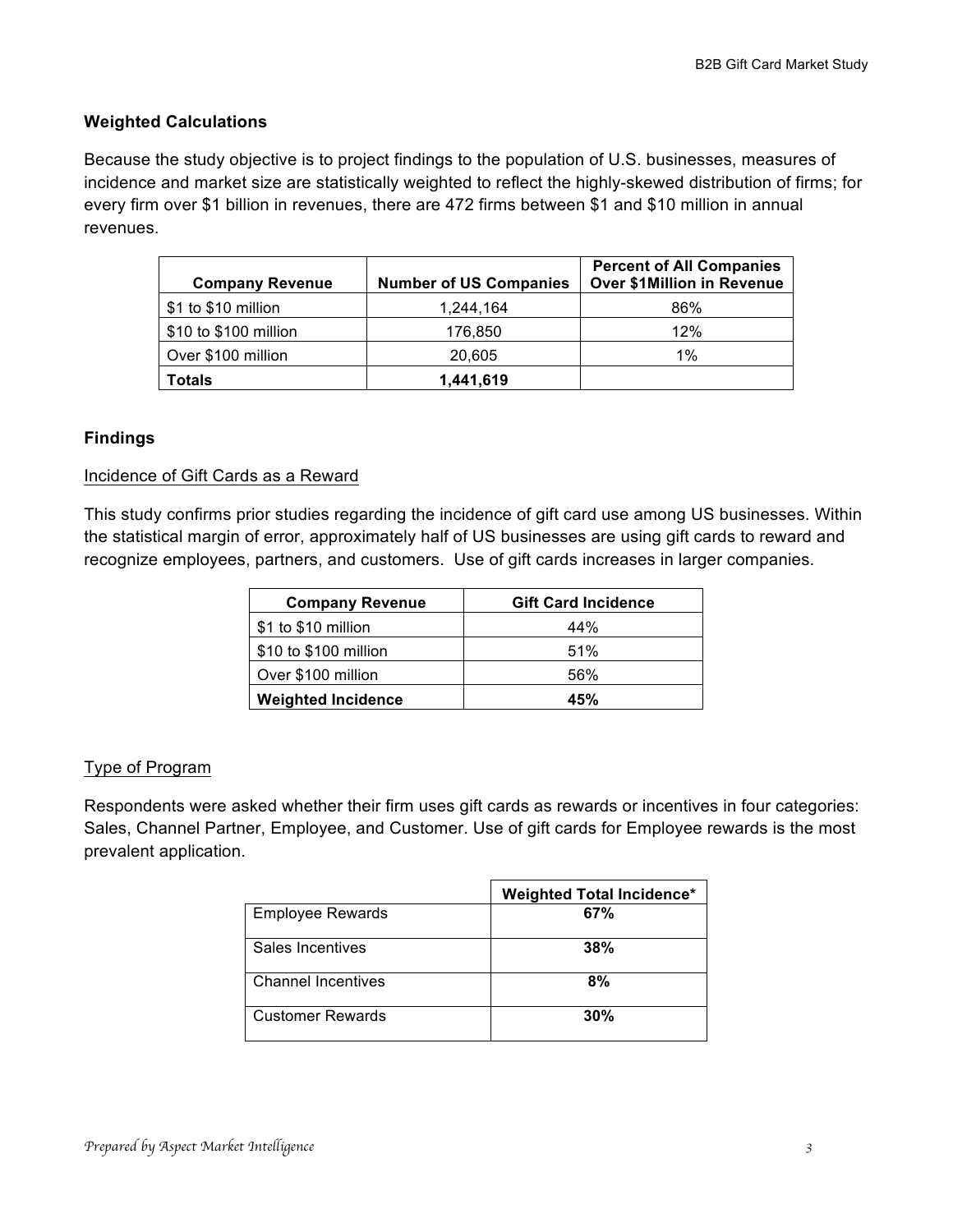### Weighted Calculations

Because the study objective is to project findings to the population of U.S. businesses, measures of incidence and market size are statistically weighted to reflect the highly-skewed distribution of firms; for every firm over $1 billion in revenues, there are 472 firms between $1 and $10 million in annual revenues.

| Company Revenue | Number of US Companies | Percent of All Companies Over $1Million in Revenue |
|---|---|---|
| $1 to $10 million | 1,244,164 | 86% |
| $10 to $100 million | 176,850 | 12% |
| Over $100 million | 20,605 | 1% |
| **Totals** | **1,441,619** | |

### Findings

#### Incidence of Gift Cards as a Reward

This study confirms prior studies regarding the incidence of gift card use among US businesses. Within the statistical margin of error, approximately half of US businesses are using gift cards to reward and recognize employees, partners, and customers. Use of gift cards increases in larger companies.

| Company Revenue | Gift Card Incidence |
|---|---|
| $1 to $10 million | 44% |
| $10 to $100 million | 51% |
| Over $100 million | 56% |
| **Weighted Incidence** | **45%** |

#### Type of Program

Respondents were asked whether their firm uses gift cards as rewards or incentives in four categories: Sales, Channel Partner, Employee, and Customer. Use of gift cards for Employee rewards is the most prevalent application.

| | Weighted Total Incidence* |
|---|---|
| Employee Rewards | **67%** |
| Sales Incentives | **38%** |
| Channel Incentives | **8%** |
| Customer Rewards | **30%** |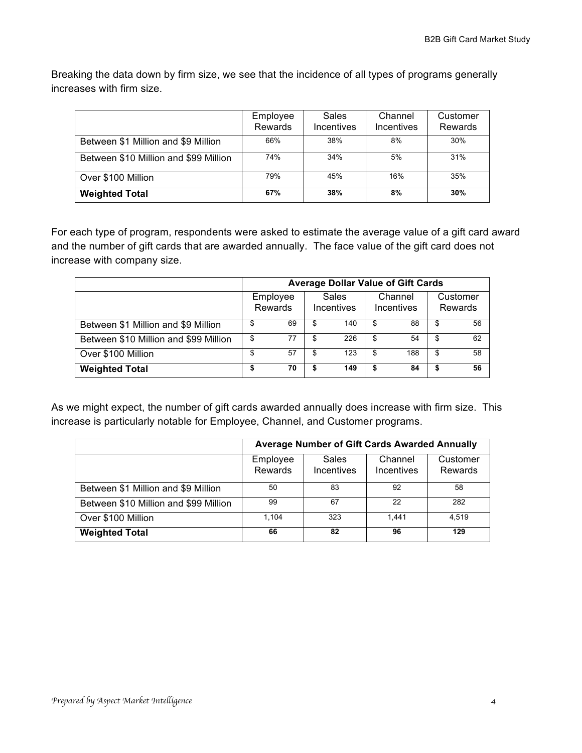Breaking the data down by firm size, we see that the incidence of all types of programs generally increases with firm size.

| | Employee Rewards | Sales Incentives | Channel Incentives | Customer Rewards |
|---|---|---|---|---|
| Between $1 Million and $9 Million | 66% | 38% | 8% | 30% |
| Between $10 Million and $99 Million | 74% | 34% | 5% | 31% |
| Over $100 Million | 79% | 45% | 16% | 35% |
| **Weighted Total** | **67%** | **38%** | **8%** | **30%** |

For each type of program, respondents were asked to estimate the average value of a gift card award and the number of gift cards that are awarded annually. The face value of the gift card does not increase with company size.

| | **Average Dollar Value of Gift Cards** | | | |
|---|---|---|---|---|
| | Employee Rewards | Sales Incentives | Channel Incentives | Customer Rewards |
| Between $1 Million and $9 Million | $ 69 | $ 140 | $ 88 | $ 56 |
| Between $10 Million and $99 Million | $ 77 | $ 226 | $ 54 | $ 62 |
| Over $100 Million | $ 57 | $ 123 | $ 188 | $ 58 |
| **Weighted Total** | **$ 70** | **$ 149** | **$ 84** | **$ 56** |

As we might expect, the number of gift cards awarded annually does increase with firm size. This increase is particularly notable for Employee, Channel, and Customer programs.

| | **Average Number of Gift Cards Awarded Annually** | | | |
|---|---|---|---|---|
| | Employee Rewards | Sales Incentives | Channel Incentives | Customer Rewards |
| Between $1 Million and $9 Million | 50 | 83 | 92 | 58 |
| Between $10 Million and $99 Million | 99 | 67 | 22 | 282 |
| Over $100 Million | 1,104 | 323 | 1,441 | 4,519 |
| **Weighted Total** | **66** | **82** | **96** | **129** |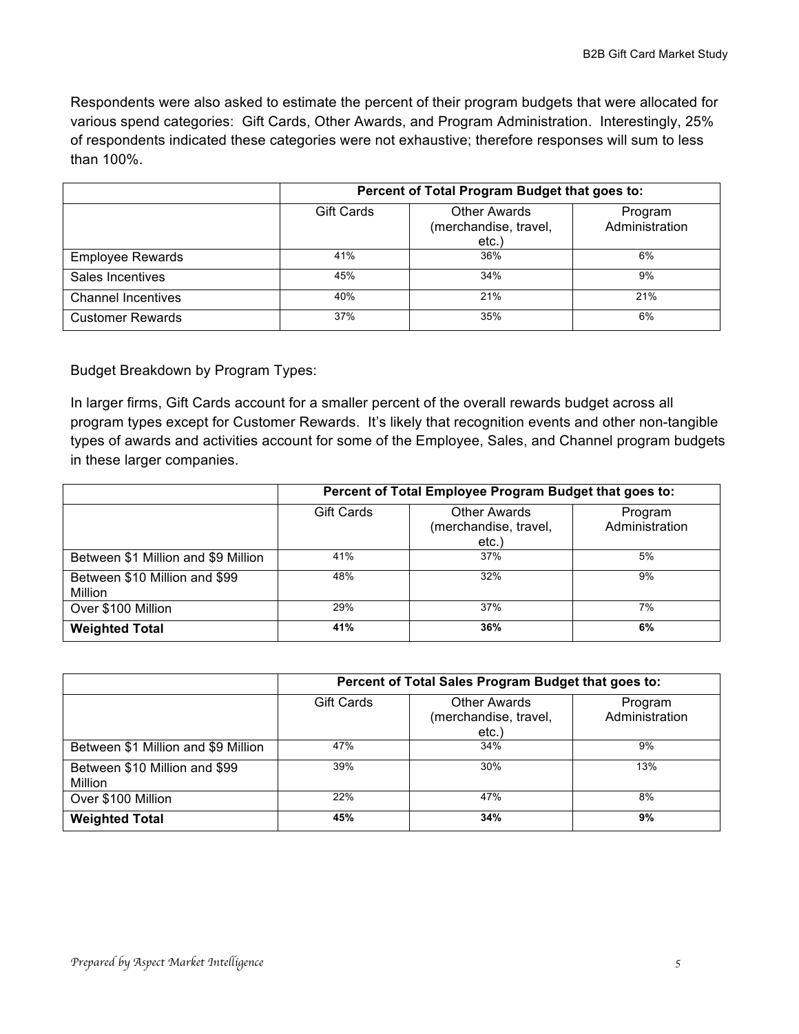Respondents were also asked to estimate the percent of their program budgets that were allocated for various spend categories: Gift Cards, Other Awards, and Program Administration. Interestingly, 25% of respondents indicated these categories were not exhaustive; therefore responses will sum to less than 100%.

| | Percent of Total Program Budget that goes to: | | |
|---|---|---|---|
| | Gift Cards | Other Awards (merchandise, travel, etc.) | Program Administration |
| Employee Rewards | 41% | 36% | 6% |
| Sales Incentives | 45% | 34% | 9% |
| Channel Incentives | 40% | 21% | 21% |
| Customer Rewards | 37% | 35% | 6% |

Budget Breakdown by Program Types:

In larger firms, Gift Cards account for a smaller percent of the overall rewards budget across all program types except for Customer Rewards. It's likely that recognition events and other non-tangible types of awards and activities account for some of the Employee, Sales, and Channel program budgets in these larger companies.

| | Percent of Total Employee Program Budget that goes to: | | |
|---|---|---|---|
| | Gift Cards | Other Awards (merchandise, travel, etc.) | Program Administration |
| Between $1 Million and $9 Million | 41% | 37% | 5% |
| Between $10 Million and $99 Million | 48% | 32% | 9% |
| Over $100 Million | 29% | 37% | 7% |
| **Weighted Total** | **41%** | **36%** | **6%** |

| | Percent of Total Sales Program Budget that goes to: | | |
|---|---|---|---|
| | Gift Cards | Other Awards (merchandise, travel, etc.) | Program Administration |
| Between $1 Million and $9 Million | 47% | 34% | 9% |
| Between $10 Million and $99 Million | 39% | 30% | 13% |
| Over $100 Million | 22% | 47% | 8% |
| **Weighted Total** | **45%** | **34%** | **9%** |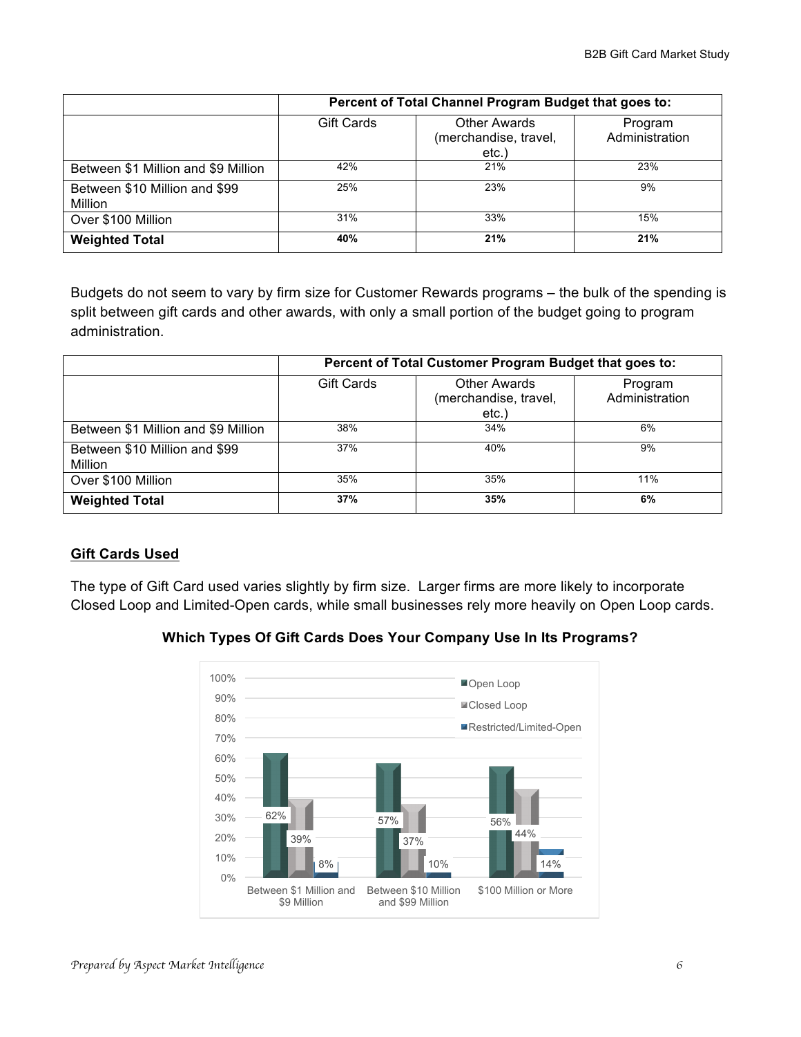| | Percent of Total Channel Program Budget that goes to: | | |
|---|---|---|---|
| | Gift Cards | Other Awards (merchandise, travel, etc.) | Program Administration |
| Between $1 Million and $9 Million | 42% | 21% | 23% |
| Between $10 Million and $99 Million | 25% | 23% | 9% |
| Over $100 Million | 31% | 33% | 15% |
| **Weighted Total** | **40%** | **21%** | **21%** |

Budgets do not seem to vary by firm size for Customer Rewards programs – the bulk of the spending is split between gift cards and other awards, with only a small portion of the budget going to program administration.

| | Percent of Total Customer Program Budget that goes to: | | |
|---|---|---|---|
| | Gift Cards | Other Awards (merchandise, travel, etc.) | Program Administration |
| Between $1 Million and $9 Million | 38% | 34% | 6% |
| Between $10 Million and $99 Million | 37% | 40% | 9% |
| Over $100 Million | 35% | 35% | 11% |
| **Weighted Total** | **37%** | **35%** | **6%** |

## Gift Cards Used

The type of Gift Card used varies slightly by firm size. Larger firms are more likely to incorporate Closed Loop and Limited-Open cards, while small businesses rely more heavily on Open Loop cards.

**Which Types Of Gift Cards Does Your Company Use In Its Programs?**

| | Open Loop | Closed Loop | Restricted/Limited-Open |
|---|---|---|---|
| Between $1 Million and $9 Million | 62% | 39% | 8% |
| Between $10 Million and $99 Million | 57% | 37% | 10% |
| $100 Million or More | 56% | 44% | 14% |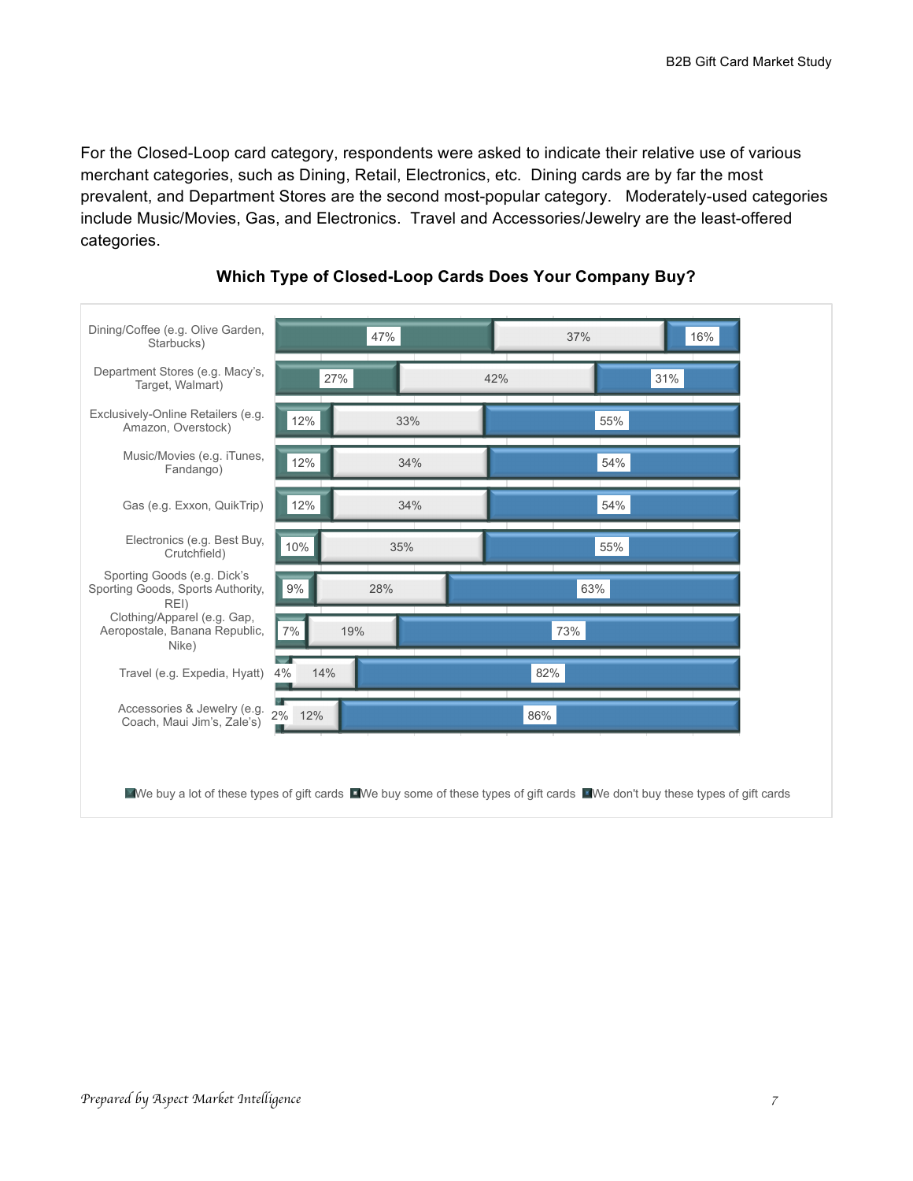For the Closed-Loop card category, respondents were asked to indicate their relative use of various merchant categories, such as Dining, Retail, Electronics, etc. Dining cards are by far the most prevalent, and Department Stores are the second most-popular category. Moderately-used categories include Music/Movies, Gas, and Electronics. Travel and Accessories/Jewelry are the least-offered categories.

**Which Type of Closed-Loop Cards Does Your Company Buy?**

| Category | We buy a lot of these types of gift cards | We buy some of these types of gift cards | We don't buy these types of gift cards |
|---|---|---|---|
| Dining/Coffee (e.g. Olive Garden, Starbucks) | 47% | 37% | 16% |
| Department Stores (e.g. Macy's, Target, Walmart) | 27% | 42% | 31% |
| Exclusively-Online Retailers (e.g. Amazon, Overstock) | 12% | 33% | 55% |
| Music/Movies (e.g. iTunes, Fandango) | 12% | 34% | 54% |
| Gas (e.g. Exxon, QuikTrip) | 12% | 34% | 54% |
| Electronics (e.g. Best Buy, Crutchfield) | 10% | 35% | 55% |
| Sporting Goods (e.g. Dick's Sporting Goods, Sports Authority, REI) | 9% | 28% | 63% |
| Clothing/Apparel (e.g. Gap, Aeropostale, Banana Republic, Nike) | 7% | 19% | 73% |
| Travel (e.g. Expedia, Hyatt) | 4% | 14% | 82% |
| Accessories & Jewelry (e.g. Coach, Maui Jim's, Zale's) | 2% | 12% | 86% |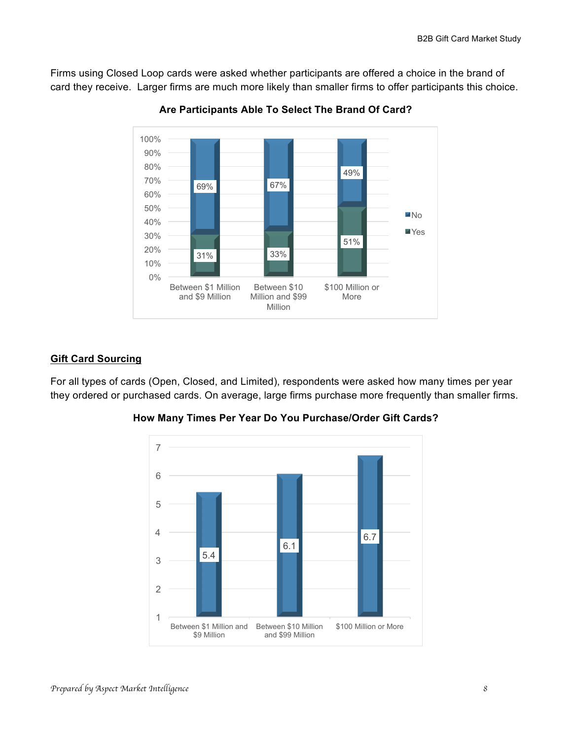Firms using Closed Loop cards were asked whether participants are offered a choice in the brand of card they receive. Larger firms are much more likely than smaller firms to offer participants this choice.

**Are Participants Able To Select The Brand Of Card?**

| | Between $1 Million and $9 Million | Between $10 Million and $99 Million | $100 Million or More |
|---|---|---|---|
| No | 69% | 67% | 49% |
| Yes | 31% | 33% | 51% |

## Gift Card Sourcing

For all types of cards (Open, Closed, and Limited), respondents were asked how many times per year they ordered or purchased cards. On average, large firms purchase more frequently than smaller firms.

**How Many Times Per Year Do You Purchase/Order Gift Cards?**

| Between $1 Million and $9 Million | Between $10 Million and $99 Million | $100 Million or More |
|---|---|---|
| 5.4 | 6.1 | 6.7 |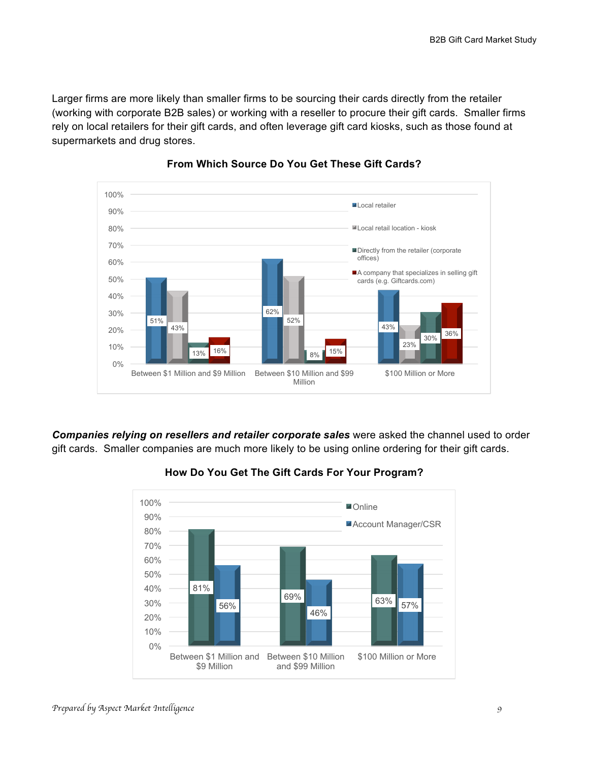Larger firms are more likely than smaller firms to be sourcing their cards directly from the retailer (working with corporate B2B sales) or working with a reseller to procure their gift cards. Smaller firms rely on local retailers for their gift cards, and often leverage gift card kiosks, such as those found at supermarkets and drug stores.

**From Which Source Do You Get These Gift Cards?**

| | Local retailer | Local retail location - kiosk | Directly from the retailer (corporate offices) | A company that specializes in selling gift cards (e.g. Giftcards.com) |
|---|---|---|---|---|
| Between $1 Million and $9 Million | 51% | 43% | 13% | 16% |
| Between $10 Million and $99 Million | 62% | 52% | 8% | 15% |
| $100 Million or More | 43% | 23% | 30% | 36% |

***Companies relying on resellers and retailer corporate sales*** were asked the channel used to order gift cards. Smaller companies are much more likely to be using online ordering for their gift cards.

**How Do You Get The Gift Cards For Your Program?**

| | Online | Account Manager/CSR |
|---|---|---|
| Between $1 Million and $9 Million | 81% | 56% |
| Between $10 Million and $99 Million | 69% | 46% |
| $100 Million or More | 63% | 57% |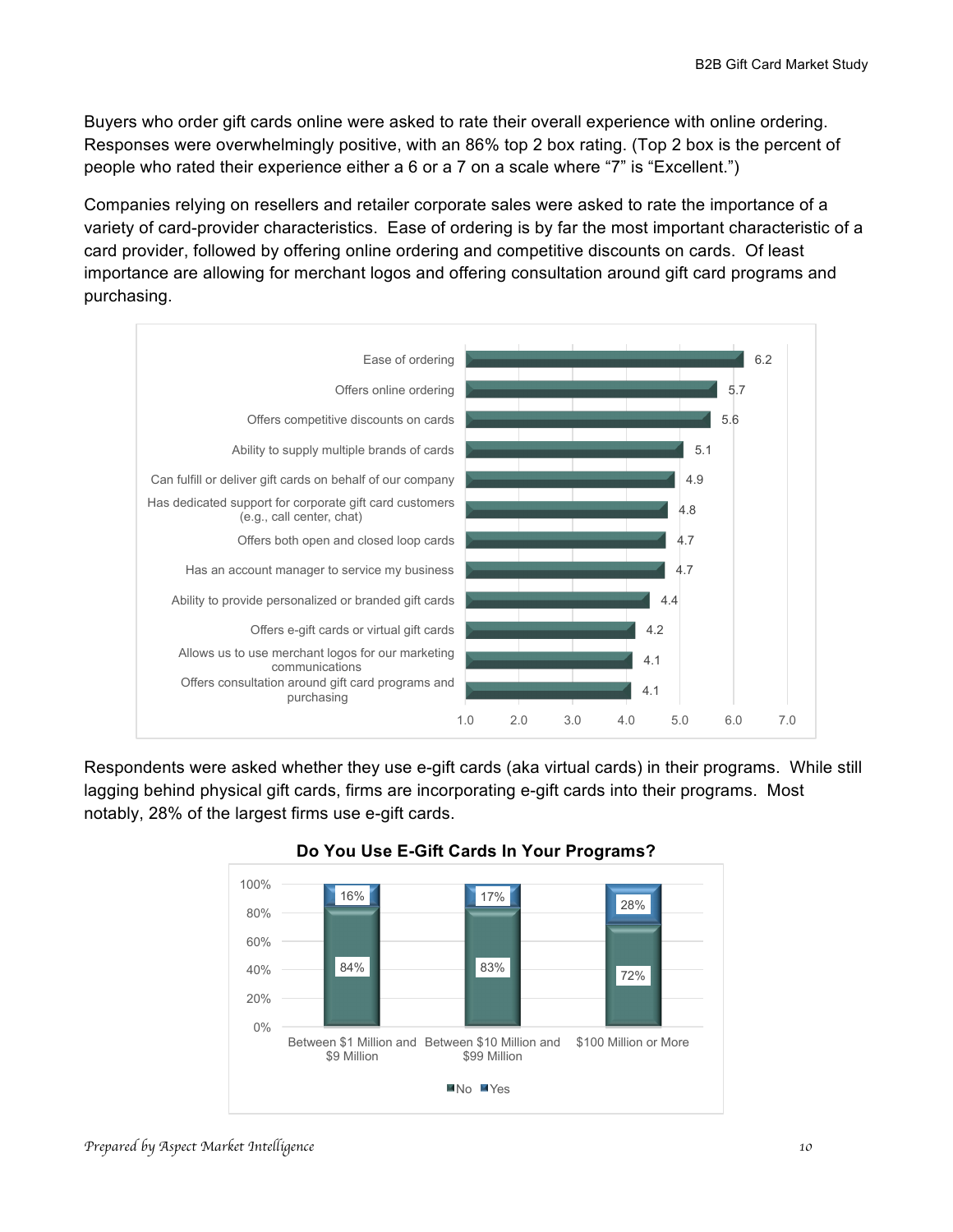Buyers who order gift cards online were asked to rate their overall experience with online ordering. Responses were overwhelmingly positive, with an 86% top 2 box rating. (Top 2 box is the percent of people who rated their experience either a 6 or a 7 on a scale where "7" is "Excellent.")

Companies relying on resellers and retailer corporate sales were asked to rate the importance of a variety of card-provider characteristics. Ease of ordering is by far the most important characteristic of a card provider, followed by offering online ordering and competitive discounts on cards. Of least importance are allowing for merchant logos and offering consultation around gift card programs and purchasing.

| Characteristic | Rating |
|---|---|
| Ease of ordering | 6.2 |
| Offers online ordering | 5.7 |
| Offers competitive discounts on cards | 5.6 |
| Ability to supply multiple brands of cards | 5.1 |
| Can fulfill or deliver gift cards on behalf of our company | 4.9 |
| Has dedicated support for corporate gift card customers (e.g., call center, chat) | 4.8 |
| Offers both open and closed loop cards | 4.7 |
| Has an account manager to service my business | 4.7 |
| Ability to provide personalized or branded gift cards | 4.4 |
| Offers e-gift cards or virtual gift cards | 4.2 |
| Allows us to use merchant logos for our marketing communications | 4.1 |
| Offers consultation around gift card programs and purchasing | 4.1 |

Respondents were asked whether they use e-gift cards (aka virtual cards) in their programs. While still lagging behind physical gift cards, firms are incorporating e-gift cards into their programs. Most notably, 28% of the largest firms use e-gift cards.

**Do You Use E-Gift Cards In Your Programs?**

| Company Size | No | Yes |
|---|---|---|
| Between $1 Million and $9 Million | 84% | 16% |
| Between $10 Million and $99 Million | 83% | 17% |
| $100 Million or More | 72% | 28% |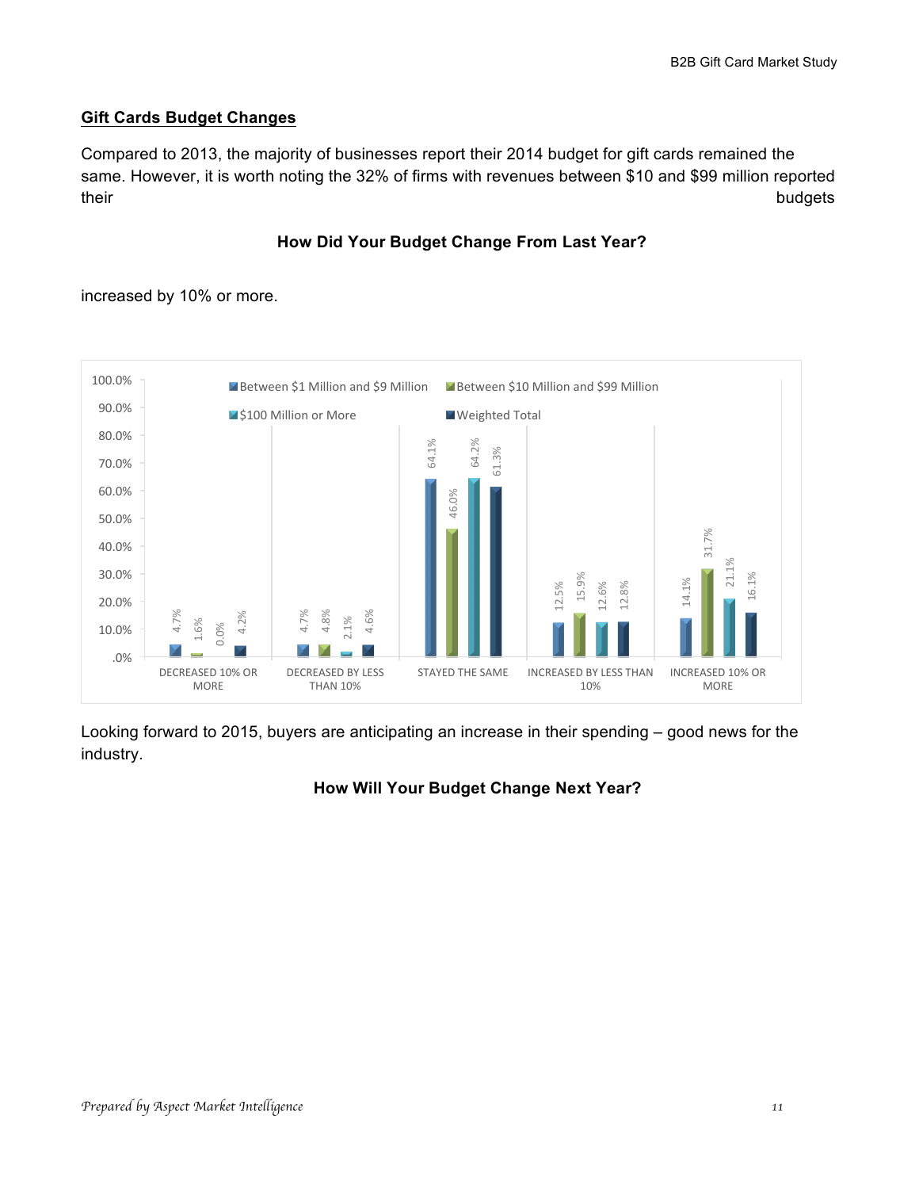## Gift Cards Budget Changes

Compared to 2013, the majority of businesses report their 2014 budget for gift cards remained the same. However, it is worth noting the 32% of firms with revenues between $10 and $99 million reported their budgets

**How Did Your Budget Change From Last Year?**

increased by 10% or more.

| | Between $1 Million and $9 Million | Between $10 Million and $99 Million | $100 Million or More | Weighted Total |
|---|---|---|---|---|
| DECREASED 10% OR MORE | 4.7% | 1.6% | 0.0% | 4.2% |
| DECREASED BY LESS THAN 10% | 4.7% | 4.8% | 2.1% | 4.6% |
| STAYED THE SAME | 64.1% | 46.0% | 64.2% | 61.3% |
| INCREASED BY LESS THAN 10% | 12.5% | 15.9% | 12.6% | 12.8% |
| INCREASED 10% OR MORE | 14.1% | 31.7% | 21.1% | 16.1% |

Looking forward to 2015, buyers are anticipating an increase in their spending – good news for the industry.

**How Will Your Budget Change Next Year?**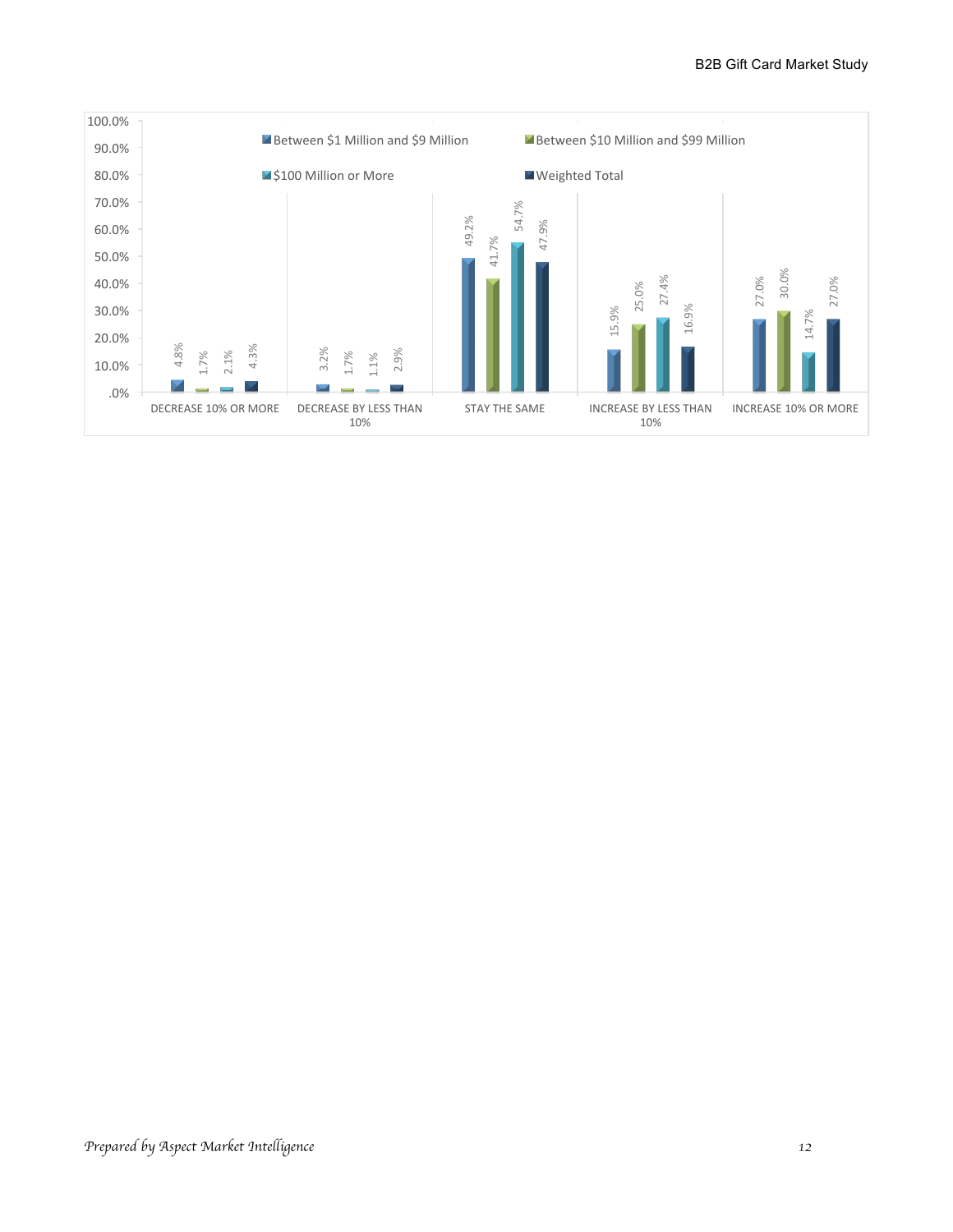| | Between $1 Million and $9 Million | Between $10 Million and $99 Million | $100 Million or More | Weighted Total |
|---|---|---|---|---|
| DECREASE 10% OR MORE | 4.8% | 1.7% | 2.1% | 4.3% |
| DECREASE BY LESS THAN 10% | 3.2% | 1.7% | 1.1% | 2.9% |
| STAY THE SAME | 49.2% | 41.7% | 54.7% | 47.9% |
| INCREASE BY LESS THAN 10% | 15.9% | 25.0% | 27.4% | 16.9% |
| INCREASE 10% OR MORE | 27.0% | 30.0% | 14.7% | 27.0% |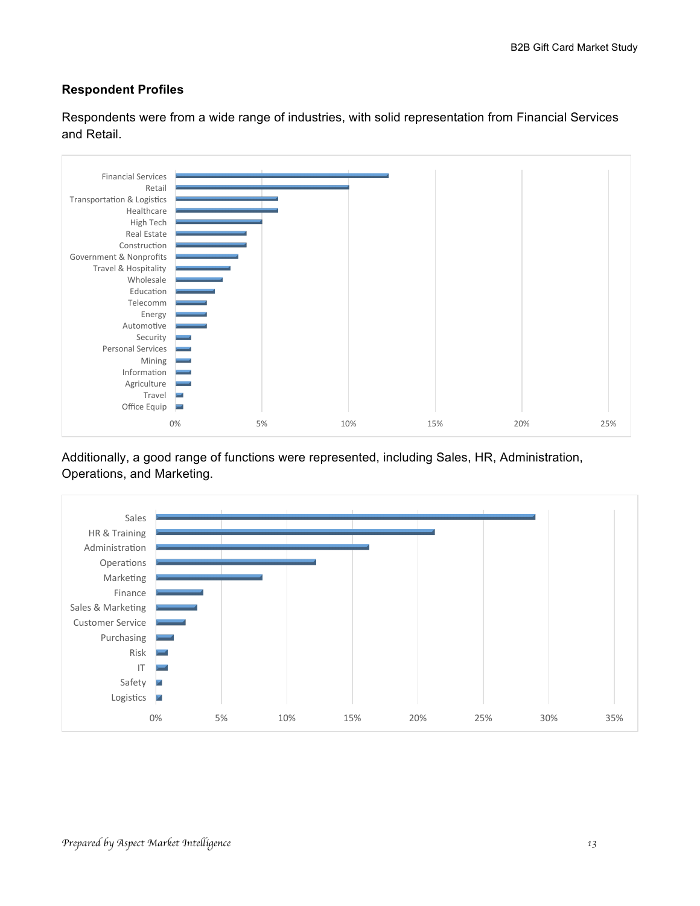### Respondent Profiles

Respondents were from a wide range of industries, with solid representation from Financial Services and Retail.

Additionally, a good range of functions were represented, including Sales, HR, Administration, Operations, and Marketing.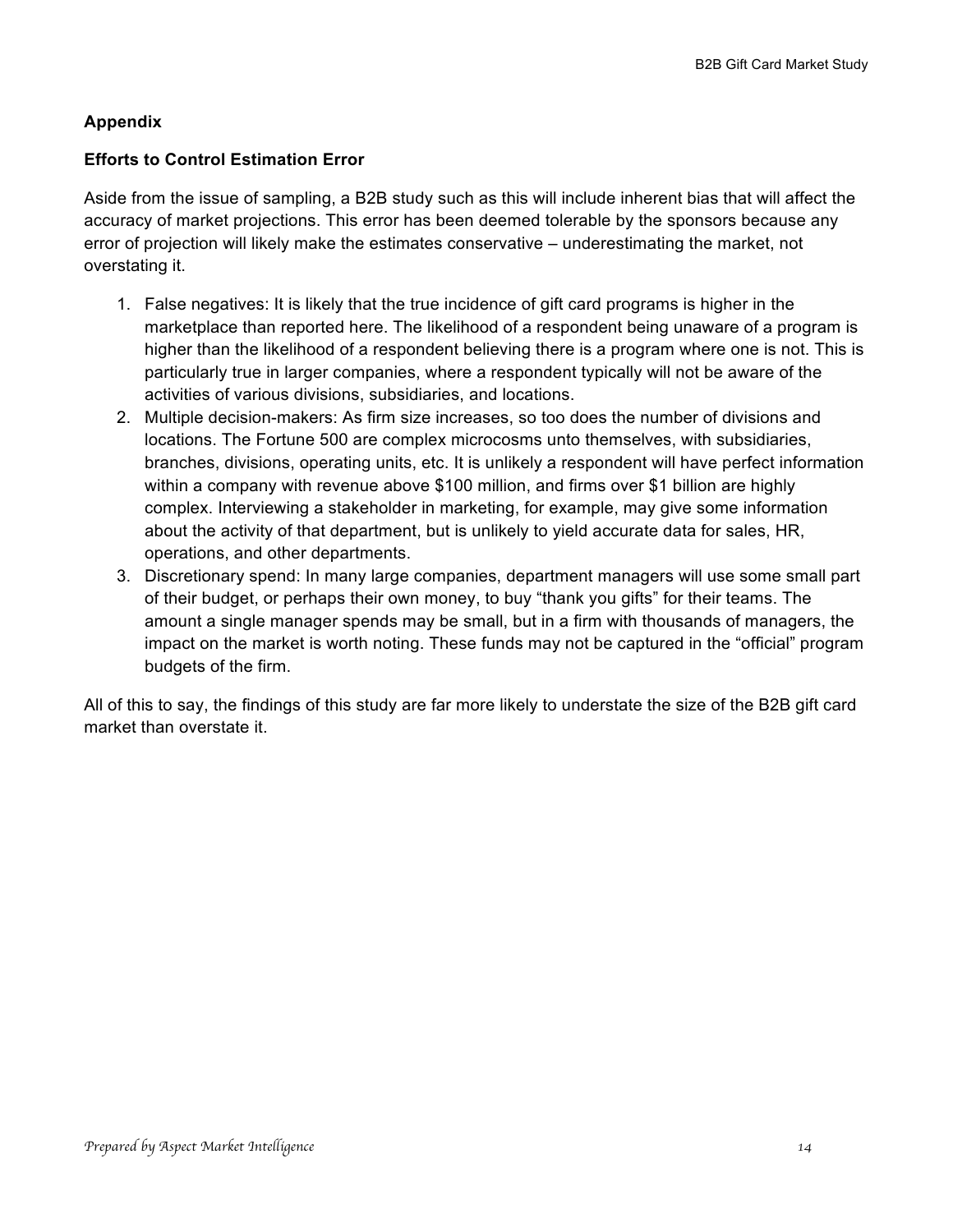## Appendix

### Efforts to Control Estimation Error

Aside from the issue of sampling, a B2B study such as this will include inherent bias that will affect the accuracy of market projections. This error has been deemed tolerable by the sponsors because any error of projection will likely make the estimates conservative – underestimating the market, not overstating it.

1. False negatives: It is likely that the true incidence of gift card programs is higher in the marketplace than reported here. The likelihood of a respondent being unaware of a program is higher than the likelihood of a respondent believing there is a program where one is not. This is particularly true in larger companies, where a respondent typically will not be aware of the activities of various divisions, subsidiaries, and locations.
2. Multiple decision-makers: As firm size increases, so too does the number of divisions and locations. The Fortune 500 are complex microcosms unto themselves, with subsidiaries, branches, divisions, operating units, etc. It is unlikely a respondent will have perfect information within a company with revenue above $100 million, and firms over $1 billion are highly complex. Interviewing a stakeholder in marketing, for example, may give some information about the activity of that department, but is unlikely to yield accurate data for sales, HR, operations, and other departments.
3. Discretionary spend: In many large companies, department managers will use some small part of their budget, or perhaps their own money, to buy "thank you gifts" for their teams. The amount a single manager spends may be small, but in a firm with thousands of managers, the impact on the market is worth noting. These funds may not be captured in the "official" program budgets of the firm.

All of this to say, the findings of this study are far more likely to understate the size of the B2B gift card market than overstate it.